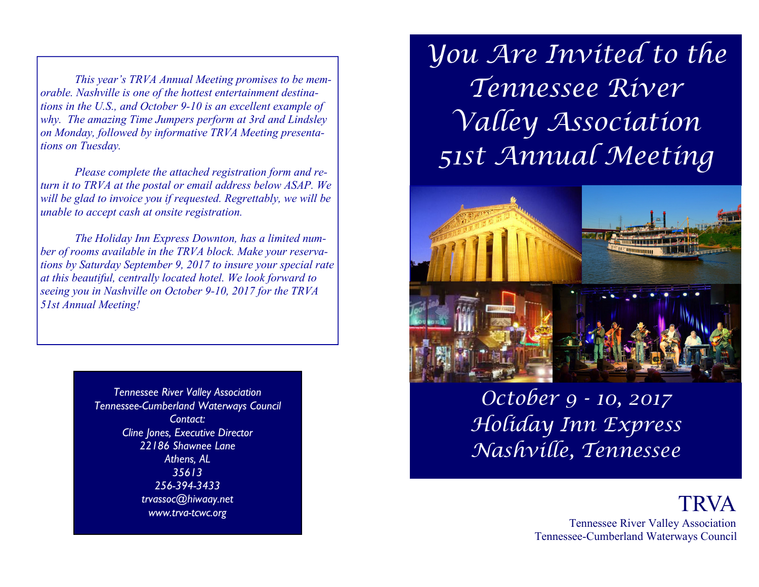*This year's TRVA Annual Meeting promises to be memorable. Nashville is one of the hottest entertainment destinations in the U.S., and October 9-10 is an excellent example of why. The amazing Time Jumpers perform at 3rd and Lindsley on Monday, followed by informative TRVA Meeting presentations on Tuesday.*

*Please complete the attached registration form and return it to TRVA at the postal or email address below ASAP. We will be glad to invoice you if requested. Regrettably, we will be unable to accept cash at onsite registration.*

*The Holiday Inn Express Downton, has a limited number of rooms available in the TRVA block. Make your reservations by Saturday September 9, 2017 to insure your special rate at this beautiful, centrally located hotel. We look forward to seeing you in Nashville on October 9-10, 2017 for the TRVA 51st Annual Meeting!*

*Tennessee River Valley Association*
*Tennessee-Cumberland Waterways Council*
*Contact:*
*Cline Jones, Executive Director*
*22186 Shawnee Lane*
*Athens, AL*
*35613*
*256-394-3433*
*trvassoc@hiwaay.net*
*www.trva-tcwc.org*

# You Are Invited to the Tennessee River Valley Association 51st Annual Meeting

## October 9 - 10, 2017
## Holiday Inn Express
## Nashville, Tennessee

TRVA
Tennessee River Valley Association
Tennessee-Cumberland Waterways Council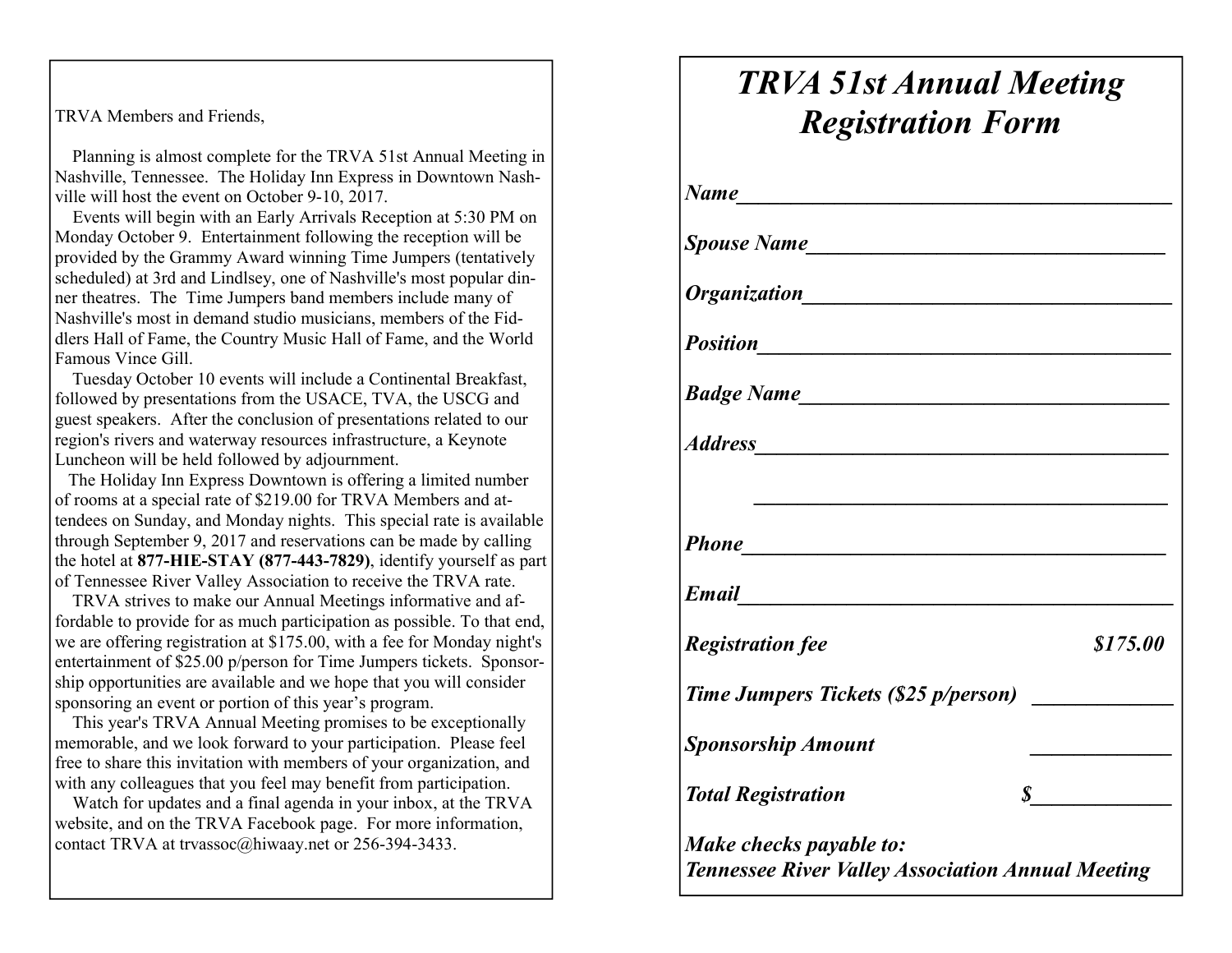TRVA Members and Friends,

Planning is almost complete for the TRVA 51st Annual Meeting in Nashville, Tennessee. The Holiday Inn Express in Downtown Nashville will host the event on October 9-10, 2017.

Events will begin with an Early Arrivals Reception at 5:30 PM on Monday October 9. Entertainment following the reception will be provided by the Grammy Award winning Time Jumpers (tentatively scheduled) at 3rd and Lindlsey, one of Nashville's most popular dinner theatres. The Time Jumpers band members include many of Nashville's most in demand studio musicians, members of the Fiddlers Hall of Fame, the Country Music Hall of Fame, and the World Famous Vince Gill.

Tuesday October 10 events will include a Continental Breakfast, followed by presentations from the USACE, TVA, the USCG and guest speakers. After the conclusion of presentations related to our region's rivers and waterway resources infrastructure, a Keynote Luncheon will be held followed by adjournment.

The Holiday Inn Express Downtown is offering a limited number of rooms at a special rate of $219.00 for TRVA Members and attendees on Sunday, and Monday nights. This special rate is available through September 9, 2017 and reservations can be made by calling the hotel at **877-HIE-STAY (877-443-7829)**, identify yourself as part of Tennessee River Valley Association to receive the TRVA rate.

TRVA strives to make our Annual Meetings informative and affordable to provide for as much participation as possible. To that end, we are offering registration at $175.00, with a fee for Monday night's entertainment of $25.00 p/person for Time Jumpers tickets. Sponsorship opportunities are available and we hope that you will consider sponsoring an event or portion of this year's program.

This year's TRVA Annual Meeting promises to be exceptionally memorable, and we look forward to your participation. Please feel free to share this invitation with members of your organization, and with any colleagues that you feel may benefit from participation.

Watch for updates and a final agenda in your inbox, at the TRVA website, and on the TRVA Facebook page. For more information, contact TRVA at trvassoc@hiwaay.net or 256-394-3433.

# *TRVA 51st Annual Meeting Registration Form*

***Name***______________________________________

***Spouse Name***________________________________

***Organization***_________________________________

***Position***_____________________________________

***Badge Name***__________________________________

***Address***_____________________________________

_____________________________________

***Phone***______________________________________

***Email***______________________________________

***Registration fee*** ***$175.00***

***Time Jumpers Tickets ($25 p/person)*** ____________

***Sponsorship Amount*** ____________

***Total Registration*** ***$***____________

***Make checks payable to:***
***Tennessee River Valley Association Annual Meeting***